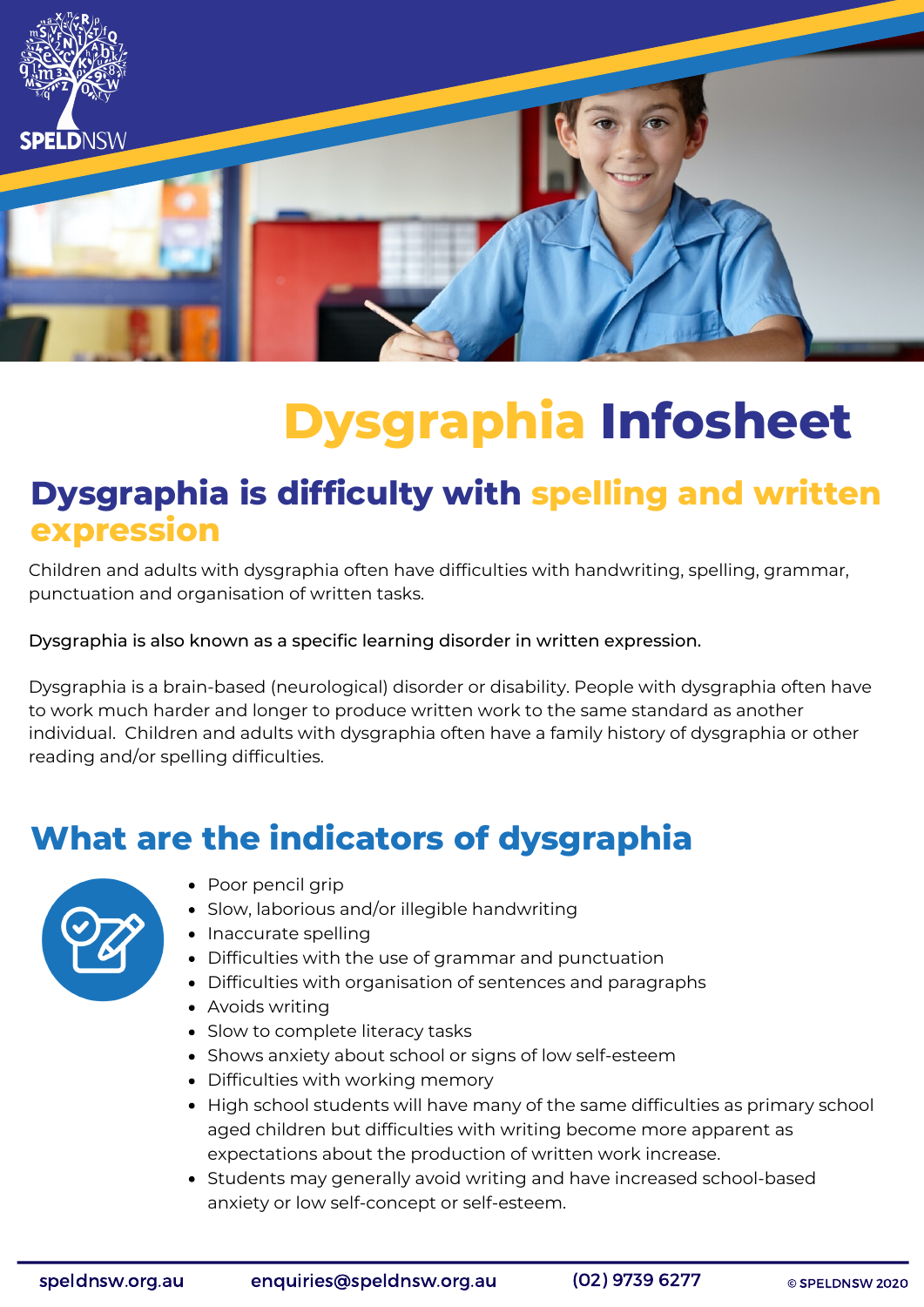# Dysgraphia Infosheet

## Dysgraphia is difficulty with spelling and written expression

Children and adults with dysgraphia often have difficulties with handwriting, spelling, grammar, punctuation and organisation of written tasks.

Dysgraphia is also known as a specific learning disorder in written expression.

Dysgraphia is a brain-based (neurological) disorder or disability. People with dysgraphia often have to work much harder and longer to produce written work to the same standard as another individual. Children and adults with dysgraphia often have a family history of dysgraphia or other reading and/or spelling difficulties.

## What are the indicators of dysgraphia

- Poor pencil grip
- Slow, laborious and/or illegible handwriting
- Inaccurate spelling
- Difficulties with the use of grammar and punctuation
- Difficulties with organisation of sentences and paragraphs
- Avoids writing
- Slow to complete literacy tasks
- Shows anxiety about school or signs of low self-esteem
- Difficulties with working memory
- High school students will have many of the same difficulties as primary school aged children but difficulties with writing become more apparent as expectations about the production of written work increase.
- Students may generally avoid writing and have increased school-based anxiety or low self-concept or self-esteem.

speldnsw.org.au enquiries@speldnsw.org.au (02) 9739 6277 © SPELDNSW 2020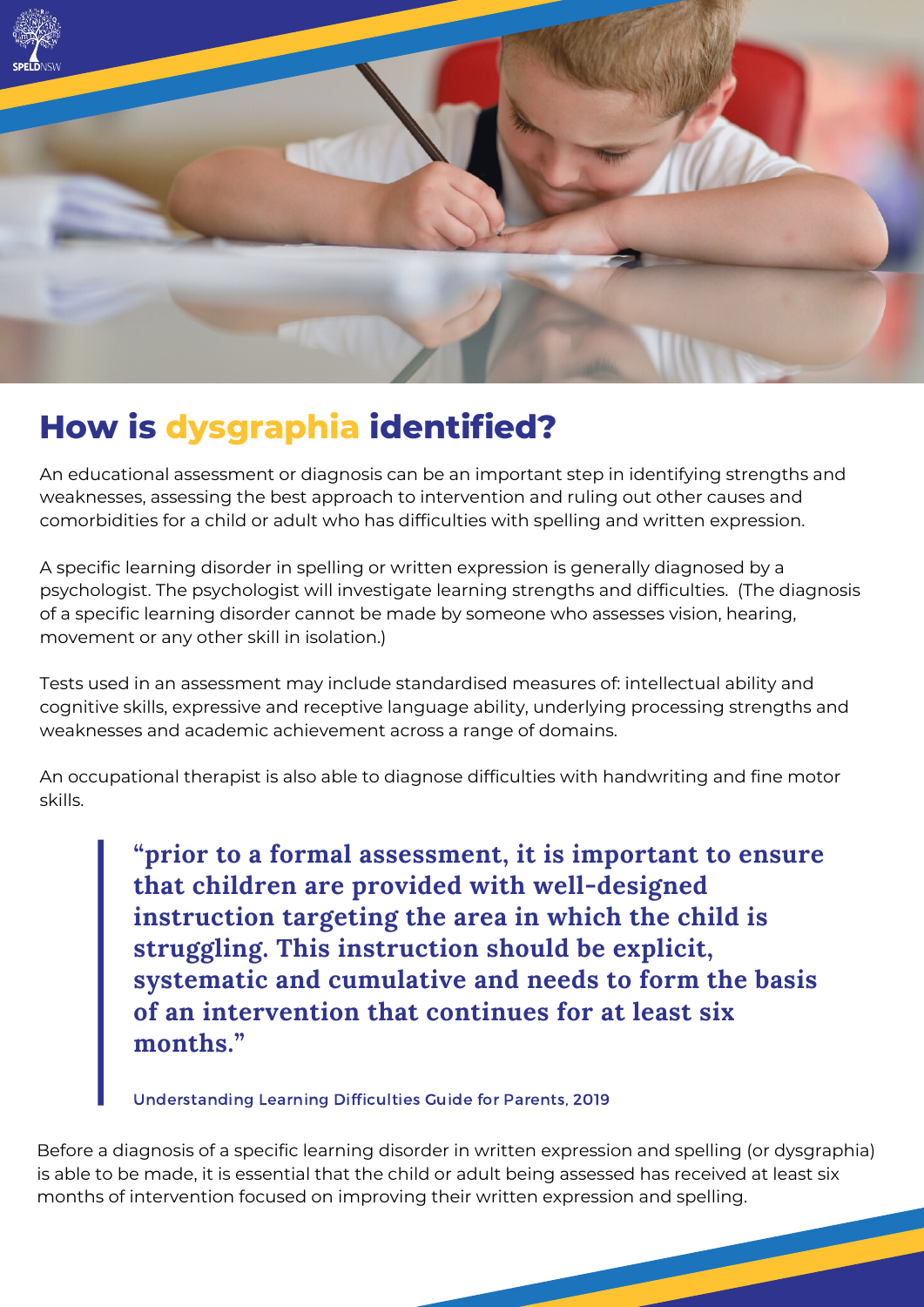# How is dysgraphia identified?

An educational assessment or diagnosis can be an important step in identifying strengths and weaknesses, assessing the best approach to intervention and ruling out other causes and comorbidities for a child or adult who has difficulties with spelling and written expression.

A specific learning disorder in spelling or written expression is generally diagnosed by a psychologist. The psychologist will investigate learning strengths and difficulties. (The diagnosis of a specific learning disorder cannot be made by someone who assesses vision, hearing, movement or any other skill in isolation.)

Tests used in an assessment may include standardised measures of: intellectual ability and cognitive skills, expressive and receptive language ability, underlying processing strengths and weaknesses and academic achievement across a range of domains.

An occupational therapist is also able to diagnose difficulties with handwriting and fine motor skills.

> **"prior to a formal assessment, it is important to ensure that children are provided with well-designed instruction targeting the area in which the child is struggling. This instruction should be explicit, systematic and cumulative and needs to form the basis of an intervention that continues for at least six months."**
>
> Understanding Learning Difficulties Guide for Parents, 2019

Before a diagnosis of a specific learning disorder in written expression and spelling (or dysgraphia) is able to be made, it is essential that the child or adult being assessed has received at least six months of intervention focused on improving their written expression and spelling.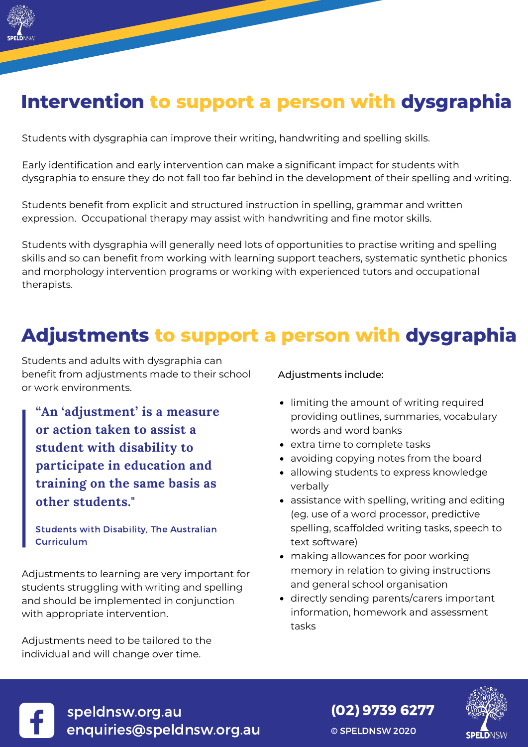## Intervention to support a person with dysgraphia

Students with dysgraphia can improve their writing, handwriting and spelling skills.

Early identification and early intervention can make a significant impact for students with dysgraphia to ensure they do not fall too far behind in the development of their spelling and writing.

Students benefit from explicit and structured instruction in spelling, grammar and written expression. Occupational therapy may assist with handwriting and fine motor skills.

Students with dysgraphia will generally need lots of opportunities to practise writing and spelling skills and so can benefit from working with learning support teachers, systematic synthetic phonics and morphology intervention programs or working with experienced tutors and occupational therapists.

## Adjustments to support a person with dysgraphia

Students and adults with dysgraphia can benefit from adjustments made to their school or work environments.

> **"An 'adjustment' is a measure or action taken to assist a student with disability to participate in education and training on the same basis as other students."**
>
> Students with Disability, The Australian Curriculum

Adjustments to learning are very important for students struggling with writing and spelling and should be implemented in conjunction with appropriate intervention.

Adjustments need to be tailored to the individual and will change over time.

Adjustments include:

- limiting the amount of writing required providing outlines, summaries, vocabulary words and word banks
- extra time to complete tasks
- avoiding copying notes from the board
- allowing students to express knowledge verbally
- assistance with spelling, writing and editing (eg. use of a word processor, predictive spelling, scaffolded writing tasks, speech to text software)
- making allowances for poor working memory in relation to giving instructions and general school organisation
- directly sending parents/carers important information, homework and assessment tasks

speldnsw.org.au
enquiries@speldnsw.org.au

**(02) 9739 6277**

© SPELDNSW 2020